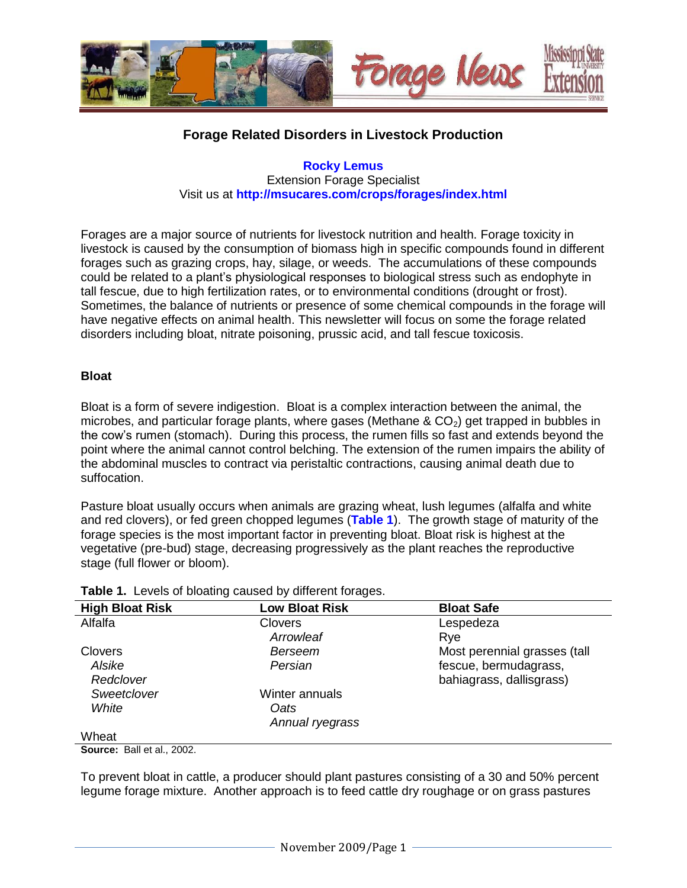# Forage Related Disorders in Livestock Production

**Rocky Lemus**
Extension Forage Specialist
Visit us at **http://msucares.com/crops/forages/index.html**

Forages are a major source of nutrients for livestock nutrition and health. Forage toxicity in livestock is caused by the consumption of biomass high in specific compounds found in different forages such as grazing crops, hay, silage, or weeds. The accumulations of these compounds could be related to a plant's physiological responses to biological stress such as endophyte in tall fescue, due to high fertilization rates, or to environmental conditions (drought or frost). Sometimes, the balance of nutrients or presence of some chemical compounds in the forage will have negative effects on animal health. This newsletter will focus on some the forage related disorders including bloat, nitrate poisoning, prussic acid, and tall fescue toxicosis.

## Bloat

Bloat is a form of severe indigestion. Bloat is a complex interaction between the animal, the microbes, and particular forage plants, where gases (Methane & $CO_2$) get trapped in bubbles in the cow's rumen (stomach). During this process, the rumen fills so fast and extends beyond the point where the animal cannot control belching. The extension of the rumen impairs the ability of the abdominal muscles to contract via peristaltic contractions, causing animal death due to suffocation.

Pasture bloat usually occurs when animals are grazing wheat, lush legumes (alfalfa and white and red clovers), or fed green chopped legumes (**Table 1**). The growth stage of maturity of the forage species is the most important factor in preventing bloat. Bloat risk is highest at the vegetative (pre-bud) stage, decreasing progressively as the plant reaches the reproductive stage (full flower or bloom).

**Table 1.** Levels of bloating caused by different forages.

| High Bloat Risk | Low Bloat Risk | Bloat Safe |
|---|---|---|
| Alfalfa | Clovers | Lespedeza |
| | *Arrowleaf* | Rye |
| Clovers | *Berseem* | Most perennial grasses (tall fescue, bermudagrass, bahiagrass, dallisgrass) |
| *Alsike* | *Persian* | |
| *Redclover* | | |
| *Sweetclover* | Winter annuals | |
| *White* | *Oats* | |
| | *Annual ryegrass* | |
| Wheat | | |

**Source:** Ball et al., 2002.

To prevent bloat in cattle, a producer should plant pastures consisting of a 30 and 50% percent legume forage mixture. Another approach is to feed cattle dry roughage or on grass pastures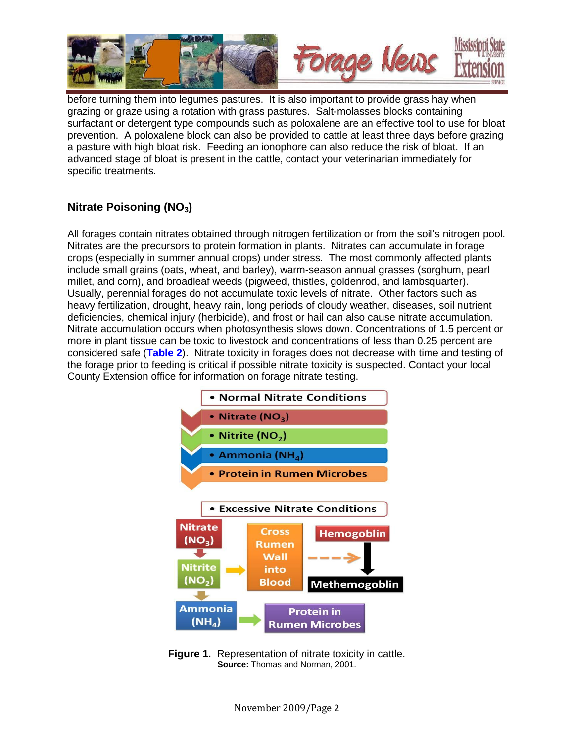before turning them into legumes pastures. It is also important to provide grass hay when grazing or graze using a rotation with grass pastures. Salt-molasses blocks containing surfactant or detergent type compounds such as poloxalene are an effective tool to use for bloat prevention. A poloxalene block can also be provided to cattle at least three days before grazing a pasture with high bloat risk. Feeding an ionophore can also reduce the risk of bloat. If an advanced stage of bloat is present in the cattle, contact your veterinarian immediately for specific treatments.

## Nitrate Poisoning ($NO_3$)

All forages contain nitrates obtained through nitrogen fertilization or from the soil's nitrogen pool. Nitrates are the precursors to protein formation in plants. Nitrates can accumulate in forage crops (especially in summer annual crops) under stress. The most commonly affected plants include small grains (oats, wheat, and barley), warm-season annual grasses (sorghum, pearl millet, and corn), and broadleaf weeds (pigweed, thistles, goldenrod, and lambsquarter). Usually, perennial forages do not accumulate toxic levels of nitrate. Other factors such as heavy fertilization, drought, heavy rain, long periods of cloudy weather, diseases, soil nutrient deficiencies, chemical injury (herbicide), and frost or hail can also cause nitrate accumulation. Nitrate accumulation occurs when photosynthesis slows down. Concentrations of 1.5 percent or more in plant tissue can be toxic to livestock and concentrations of less than 0.25 percent are considered safe (**Table 2**). Nitrate toxicity in forages does not decrease with time and testing of the forage prior to feeding is critical if possible nitrate toxicity is suspected. Contact your local County Extension office for information on forage nitrate testing.

• Normal Nitrate Conditions
• Nitrate ($NO_3$)
• Nitrite ($NO_2$)
• Ammonia ($NH_4$)
• Protein in Rumen Microbes

• Excessive Nitrate Conditions
Nitrate ($NO_3$)
Nitrite ($NO_2$)
Ammonia ($NH_4$)
Cross Rumen Wall into Blood
Hemogoblin
Methemogoblin
Protein in Rumen Microbes

**Figure 1.** Representation of nitrate toxicity in cattle.
**Source:** Thomas and Norman, 2001.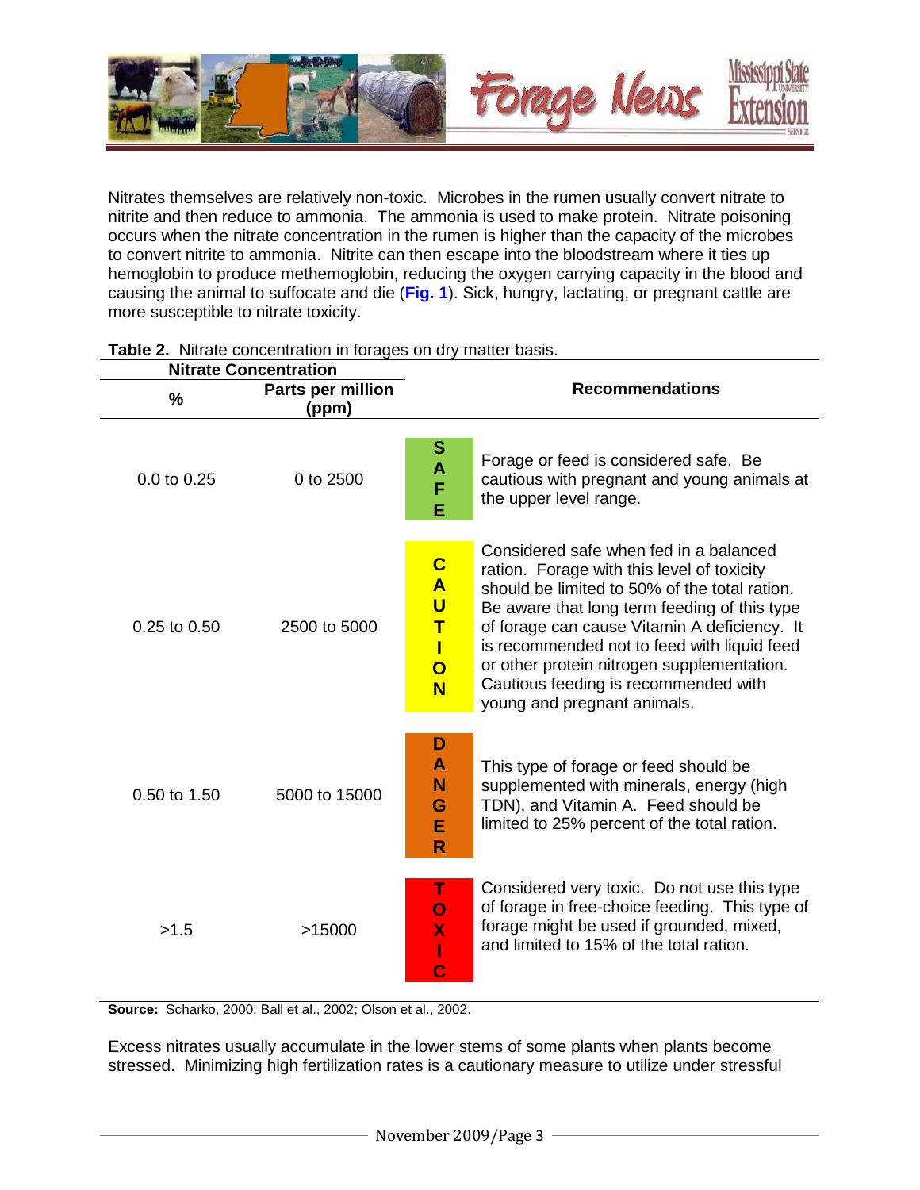Nitrates themselves are relatively non-toxic. Microbes in the rumen usually convert nitrate to nitrite and then reduce to ammonia. The ammonia is used to make protein. Nitrate poisoning occurs when the nitrate concentration in the rumen is higher than the capacity of the microbes to convert nitrite to ammonia. Nitrite can then escape into the bloodstream where it ties up hemoglobin to produce methemoglobin, reducing the oxygen carrying capacity in the blood and causing the animal to suffocate and die (**Fig. 1**). Sick, hungry, lactating, or pregnant cattle are more susceptible to nitrate toxicity.

**Table 2.** Nitrate concentration in forages on dry matter basis.

| Nitrate Concentration | | Recommendations | |
|---|---|---|---|
| % | Parts per million (ppm) | | |
| 0.0 to 0.25 | 0 to 2500 | SAFE | Forage or feed is considered safe. Be cautious with pregnant and young animals at the upper level range. |
| 0.25 to 0.50 | 2500 to 5000 | CAUTION | Considered safe when fed in a balanced ration. Forage with this level of toxicity should be limited to 50% of the total ration. Be aware that long term feeding of this type of forage can cause Vitamin A deficiency. It is recommended not to feed with liquid feed or other protein nitrogen supplementation. Cautious feeding is recommended with young and pregnant animals. |
| 0.50 to 1.50 | 5000 to 15000 | DANGER | This type of forage or feed should be supplemented with minerals, energy (high TDN), and Vitamin A. Feed should be limited to 25% percent of the total ration. |
| >1.5 | >15000 | TOXIC | Considered very toxic. Do not use this type of forage in free-choice feeding. This type of forage might be used if grounded, mixed, and limited to 15% of the total ration. |

**Source:** Scharko, 2000; Ball et al., 2002; Olson et al., 2002.

Excess nitrates usually accumulate in the lower stems of some plants when plants become stressed. Minimizing high fertilization rates is a cautionary measure to utilize under stressful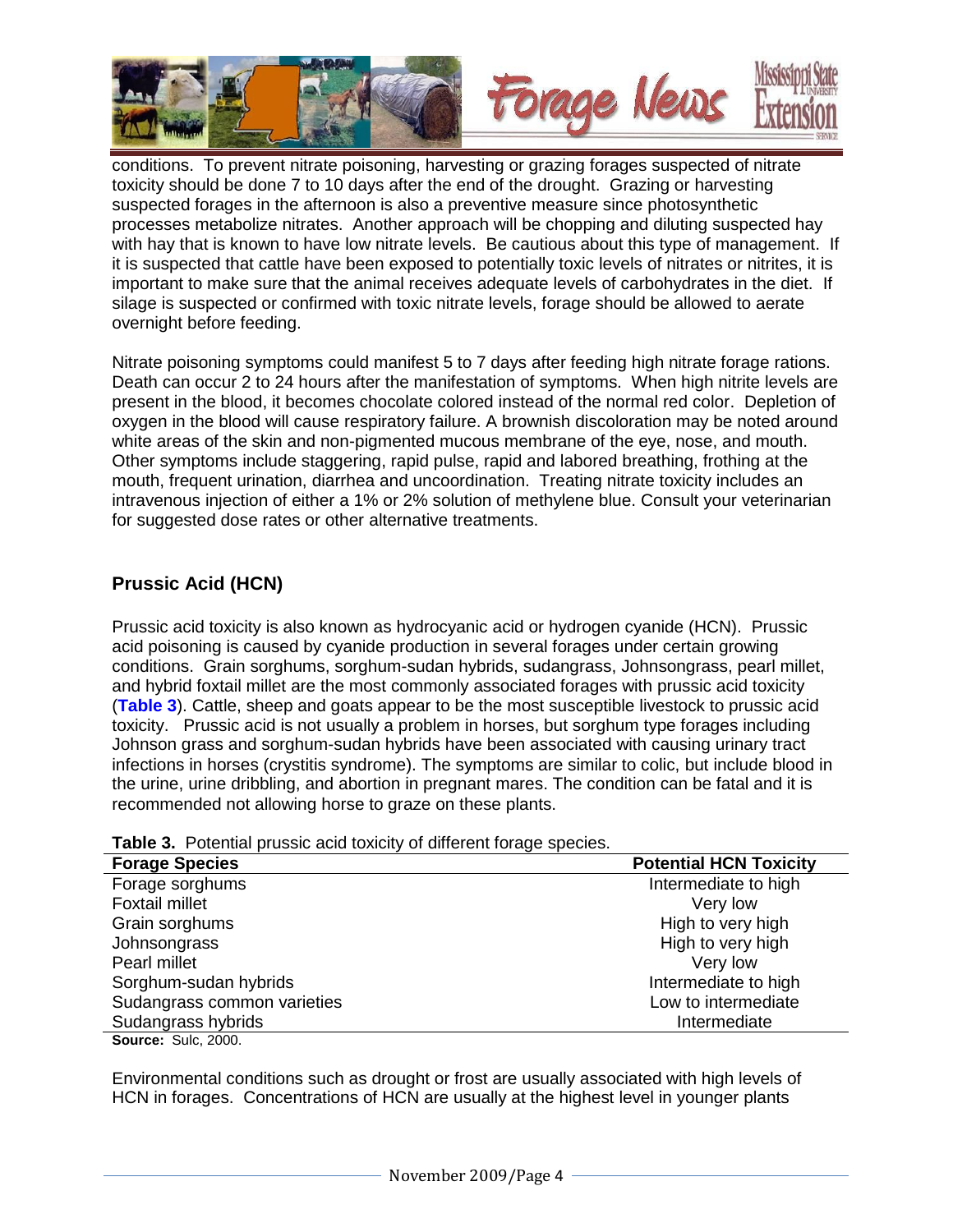conditions. To prevent nitrate poisoning, harvesting or grazing forages suspected of nitrate toxicity should be done 7 to 10 days after the end of the drought. Grazing or harvesting suspected forages in the afternoon is also a preventive measure since photosynthetic processes metabolize nitrates. Another approach will be chopping and diluting suspected hay with hay that is known to have low nitrate levels. Be cautious about this type of management. If it is suspected that cattle have been exposed to potentially toxic levels of nitrates or nitrites, it is important to make sure that the animal receives adequate levels of carbohydrates in the diet. If silage is suspected or confirmed with toxic nitrate levels, forage should be allowed to aerate overnight before feeding.

Nitrate poisoning symptoms could manifest 5 to 7 days after feeding high nitrate forage rations. Death can occur 2 to 24 hours after the manifestation of symptoms. When high nitrite levels are present in the blood, it becomes chocolate colored instead of the normal red color. Depletion of oxygen in the blood will cause respiratory failure. A brownish discoloration may be noted around white areas of the skin and non-pigmented mucous membrane of the eye, nose, and mouth. Other symptoms include staggering, rapid pulse, rapid and labored breathing, frothing at the mouth, frequent urination, diarrhea and uncoordination. Treating nitrate toxicity includes an intravenous injection of either a 1% or 2% solution of methylene blue. Consult your veterinarian for suggested dose rates or other alternative treatments.

## Prussic Acid (HCN)

Prussic acid toxicity is also known as hydrocyanic acid or hydrogen cyanide (HCN). Prussic acid poisoning is caused by cyanide production in several forages under certain growing conditions. Grain sorghums, sorghum-sudan hybrids, sudangrass, Johnsongrass, pearl millet, and hybrid foxtail millet are the most commonly associated forages with prussic acid toxicity (**Table 3**). Cattle, sheep and goats appear to be the most susceptible livestock to prussic acid toxicity. Prussic acid is not usually a problem in horses, but sorghum type forages including Johnson grass and sorghum-sudan hybrids have been associated with causing urinary tract infections in horses (crystitis syndrome). The symptoms are similar to colic, but include blood in the urine, urine dribbling, and abortion in pregnant mares. The condition can be fatal and it is recommended not allowing horse to graze on these plants.

**Table 3.** Potential prussic acid toxicity of different forage species.

| Forage Species | Potential HCN Toxicity |
|---|---|
| Forage sorghums | Intermediate to high |
| Foxtail millet | Very low |
| Grain sorghums | High to very high |
| Johnsongrass | High to very high |
| Pearl millet | Very low |
| Sorghum-sudan hybrids | Intermediate to high |
| Sudangrass common varieties | Low to intermediate |
| Sudangrass hybrids | Intermediate |

**Source:** Sulc, 2000.

Environmental conditions such as drought or frost are usually associated with high levels of HCN in forages. Concentrations of HCN are usually at the highest level in younger plants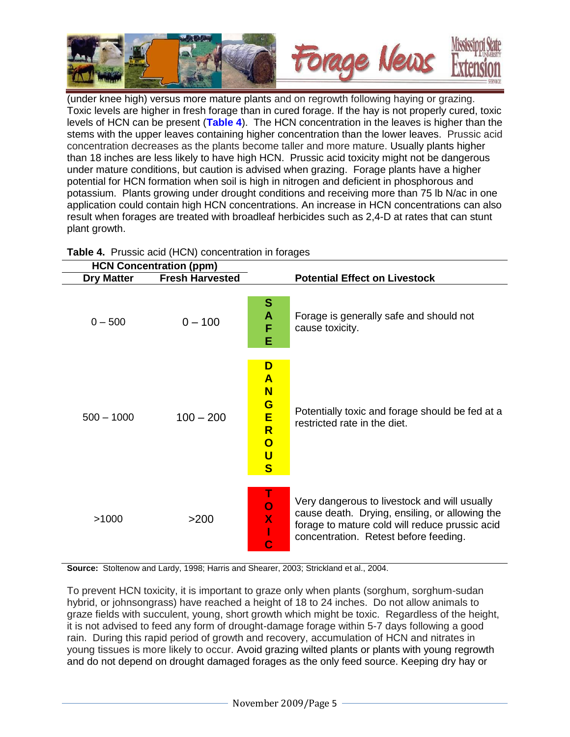(under knee high) versus more mature plants and on regrowth following haying or grazing. Toxic levels are higher in fresh forage than in cured forage. If the hay is not properly cured, toxic levels of HCN can be present (**Table 4**). The HCN concentration in the leaves is higher than the stems with the upper leaves containing higher concentration than the lower leaves. Prussic acid concentration decreases as the plants become taller and more mature. Usually plants higher than 18 inches are less likely to have high HCN. Prussic acid toxicity might not be dangerous under mature conditions, but caution is advised when grazing. Forage plants have a higher potential for HCN formation when soil is high in nitrogen and deficient in phosphorous and potassium. Plants growing under drought conditions and receiving more than 75 lb N/ac in one application could contain high HCN concentrations. An increase in HCN concentrations can also result when forages are treated with broadleaf herbicides such as 2,4-D at rates that can stunt plant growth.

**Table 4.** Prussic acid (HCN) concentration in forages

| HCN Concentration (ppm) | | | |
|---|---|---|---|
| **Dry Matter** | **Fresh Harvested** | | **Potential Effect on Livestock** |
| 0 – 500 | 0 – 100 | SAFE | Forage is generally safe and should not cause toxicity. |
| 500 – 1000 | 100 – 200 | DANGEROUS | Potentially toxic and forage should be fed at a restricted rate in the diet. |
| >1000 | >200 | TOXIC | Very dangerous to livestock and will usually cause death. Drying, ensiling, or allowing the forage to mature cold will reduce prussic acid concentration. Retest before feeding. |

**Source:** Stoltenow and Lardy, 1998; Harris and Shearer, 2003; Strickland et al., 2004.

To prevent HCN toxicity, it is important to graze only when plants (sorghum, sorghum-sudan hybrid, or johnsongrass) have reached a height of 18 to 24 inches. Do not allow animals to graze fields with succulent, young, short growth which might be toxic. Regardless of the height, it is not advised to feed any form of drought-damage forage within 5-7 days following a good rain. During this rapid period of growth and recovery, accumulation of HCN and nitrates in young tissues is more likely to occur. Avoid grazing wilted plants or plants with young regrowth and do not depend on drought damaged forages as the only feed source. Keeping dry hay or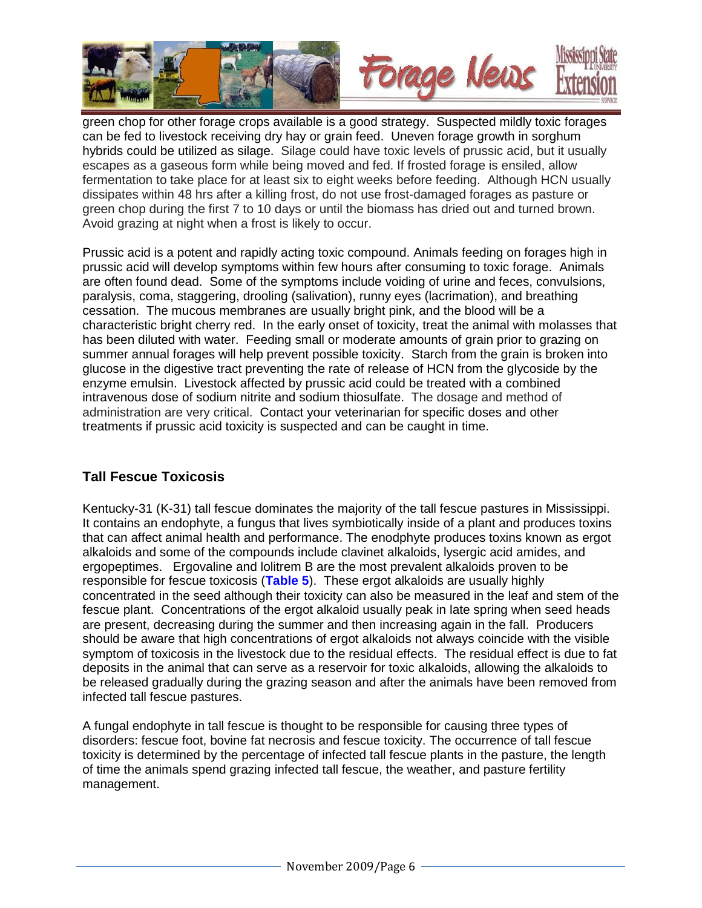green chop for other forage crops available is a good strategy. Suspected mildly toxic forages can be fed to livestock receiving dry hay or grain feed. Uneven forage growth in sorghum hybrids could be utilized as silage. Silage could have toxic levels of prussic acid, but it usually escapes as a gaseous form while being moved and fed. If frosted forage is ensiled, allow fermentation to take place for at least six to eight weeks before feeding. Although HCN usually dissipates within 48 hrs after a killing frost, do not use frost-damaged forages as pasture or green chop during the first 7 to 10 days or until the biomass has dried out and turned brown. Avoid grazing at night when a frost is likely to occur.

Prussic acid is a potent and rapidly acting toxic compound. Animals feeding on forages high in prussic acid will develop symptoms within few hours after consuming to toxic forage. Animals are often found dead. Some of the symptoms include voiding of urine and feces, convulsions, paralysis, coma, staggering, drooling (salivation), runny eyes (lacrimation), and breathing cessation. The mucous membranes are usually bright pink, and the blood will be a characteristic bright cherry red. In the early onset of toxicity, treat the animal with molasses that has been diluted with water. Feeding small or moderate amounts of grain prior to grazing on summer annual forages will help prevent possible toxicity. Starch from the grain is broken into glucose in the digestive tract preventing the rate of release of HCN from the glycoside by the enzyme emulsin. Livestock affected by prussic acid could be treated with a combined intravenous dose of sodium nitrite and sodium thiosulfate. The dosage and method of administration are very critical. Contact your veterinarian for specific doses and other treatments if prussic acid toxicity is suspected and can be caught in time.

## Tall Fescue Toxicosis

Kentucky-31 (K-31) tall fescue dominates the majority of the tall fescue pastures in Mississippi. It contains an endophyte, a fungus that lives symbiotically inside of a plant and produces toxins that can affect animal health and performance. The enodphyte produces toxins known as ergot alkaloids and some of the compounds include clavinet alkaloids, lysergic acid amides, and ergopeptimes. Ergovaline and lolitrem B are the most prevalent alkaloids proven to be responsible for fescue toxicosis (**Table 5**). These ergot alkaloids are usually highly concentrated in the seed although their toxicity can also be measured in the leaf and stem of the fescue plant. Concentrations of the ergot alkaloid usually peak in late spring when seed heads are present, decreasing during the summer and then increasing again in the fall. Producers should be aware that high concentrations of ergot alkaloids not always coincide with the visible symptom of toxicosis in the livestock due to the residual effects. The residual effect is due to fat deposits in the animal that can serve as a reservoir for toxic alkaloids, allowing the alkaloids to be released gradually during the grazing season and after the animals have been removed from infected tall fescue pastures.

A fungal endophyte in tall fescue is thought to be responsible for causing three types of disorders: fescue foot, bovine fat necrosis and fescue toxicity. The occurrence of tall fescue toxicity is determined by the percentage of infected tall fescue plants in the pasture, the length of time the animals spend grazing infected tall fescue, the weather, and pasture fertility management.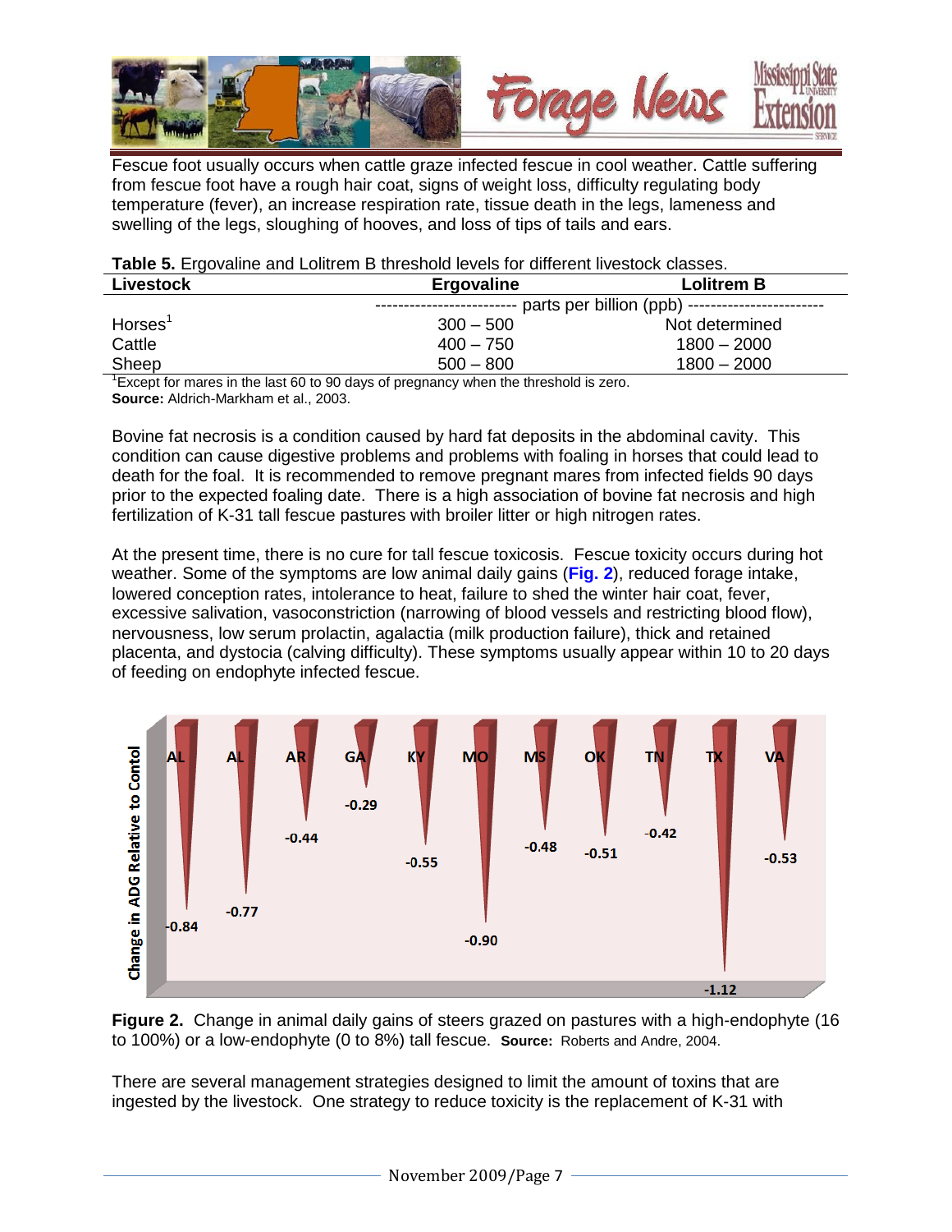Fescue foot usually occurs when cattle graze infected fescue in cool weather. Cattle suffering from fescue foot have a rough hair coat, signs of weight loss, difficulty regulating body temperature (fever), an increase respiration rate, tissue death in the legs, lameness and swelling of the legs, sloughing of hooves, and loss of tips of tails and ears.

**Table 5.** Ergovaline and Lolitrem B threshold levels for different livestock classes.

| Livestock | Ergovaline | Lolitrem B |
|---|---|---|
| | ------------------------- parts per billion (ppb) | ------------------------ |
| Horses[1] | 300 – 500 | Not determined |
| Cattle | 400 – 750 | 1800 – 2000 |
| Sheep | 500 – 800 | 1800 – 2000 |

[1]Except for mares in the last 60 to 90 days of pregnancy when the threshold is zero.
**Source:** Aldrich-Markham et al., 2003.

Bovine fat necrosis is a condition caused by hard fat deposits in the abdominal cavity. This condition can cause digestive problems and problems with foaling in horses that could lead to death for the foal. It is recommended to remove pregnant mares from infected fields 90 days prior to the expected foaling date. There is a high association of bovine fat necrosis and high fertilization of K-31 tall fescue pastures with broiler litter or high nitrogen rates.

At the present time, there is no cure for tall fescue toxicosis. Fescue toxicity occurs during hot weather. Some of the symptoms are low animal daily gains (**Fig. 2**), reduced forage intake, lowered conception rates, intolerance to heat, failure to shed the winter hair coat, fever, excessive salivation, vasoconstriction (narrowing of blood vessels and restricting blood flow), nervousness, low serum prolactin, agalactia (milk production failure), thick and retained placenta, and dystocia (calving difficulty). These symptoms usually appear within 10 to 20 days of feeding on endophyte infected fescue.

Change in ADG Relative to Contol

AL -0.84
AL -0.77
AR -0.44
GA -0.29
KY -0.55
MO -0.90
MS -0.48
OK -0.51
TN -0.42
TX -1.12
VA -0.53

**Figure 2.** Change in animal daily gains of steers grazed on pastures with a high-endophyte (16 to 100%) or a low-endophyte (0 to 8%) tall fescue. **Source:** Roberts and Andre, 2004.

There are several management strategies designed to limit the amount of toxins that are ingested by the livestock. One strategy to reduce toxicity is the replacement of K-31 with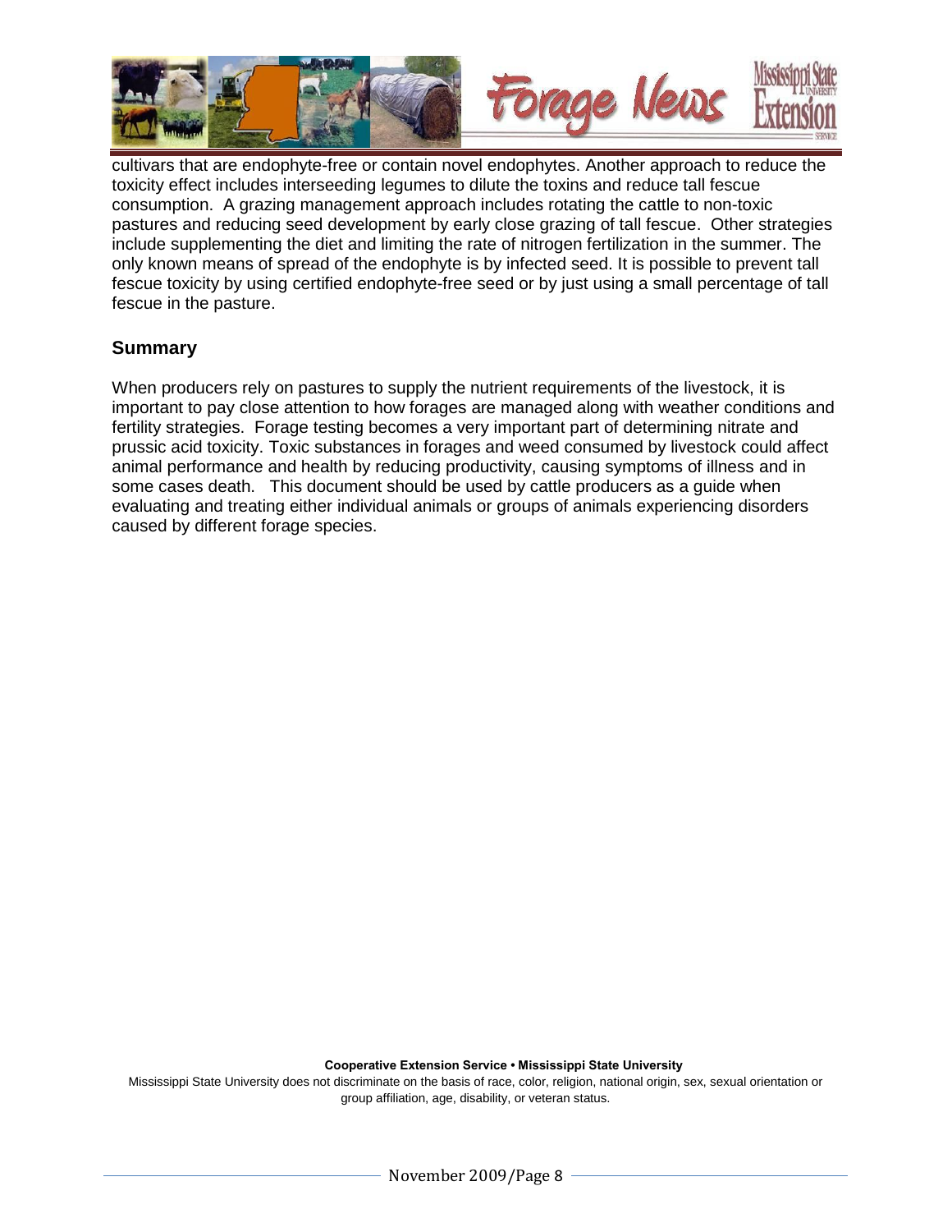cultivars that are endophyte-free or contain novel endophytes. Another approach to reduce the toxicity effect includes interseeding legumes to dilute the toxins and reduce tall fescue consumption. A grazing management approach includes rotating the cattle to non-toxic pastures and reducing seed development by early close grazing of tall fescue. Other strategies include supplementing the diet and limiting the rate of nitrogen fertilization in the summer. The only known means of spread of the endophyte is by infected seed. It is possible to prevent tall fescue toxicity by using certified endophyte-free seed or by just using a small percentage of tall fescue in the pasture.

## Summary

When producers rely on pastures to supply the nutrient requirements of the livestock, it is important to pay close attention to how forages are managed along with weather conditions and fertility strategies. Forage testing becomes a very important part of determining nitrate and prussic acid toxicity. Toxic substances in forages and weed consumed by livestock could affect animal performance and health by reducing productivity, causing symptoms of illness and in some cases death. This document should be used by cattle producers as a guide when evaluating and treating either individual animals or groups of animals experiencing disorders caused by different forage species.

**Cooperative Extension Service • Mississippi State University**

Mississippi State University does not discriminate on the basis of race, color, religion, national origin, sex, sexual orientation or group affiliation, age, disability, or veteran status.